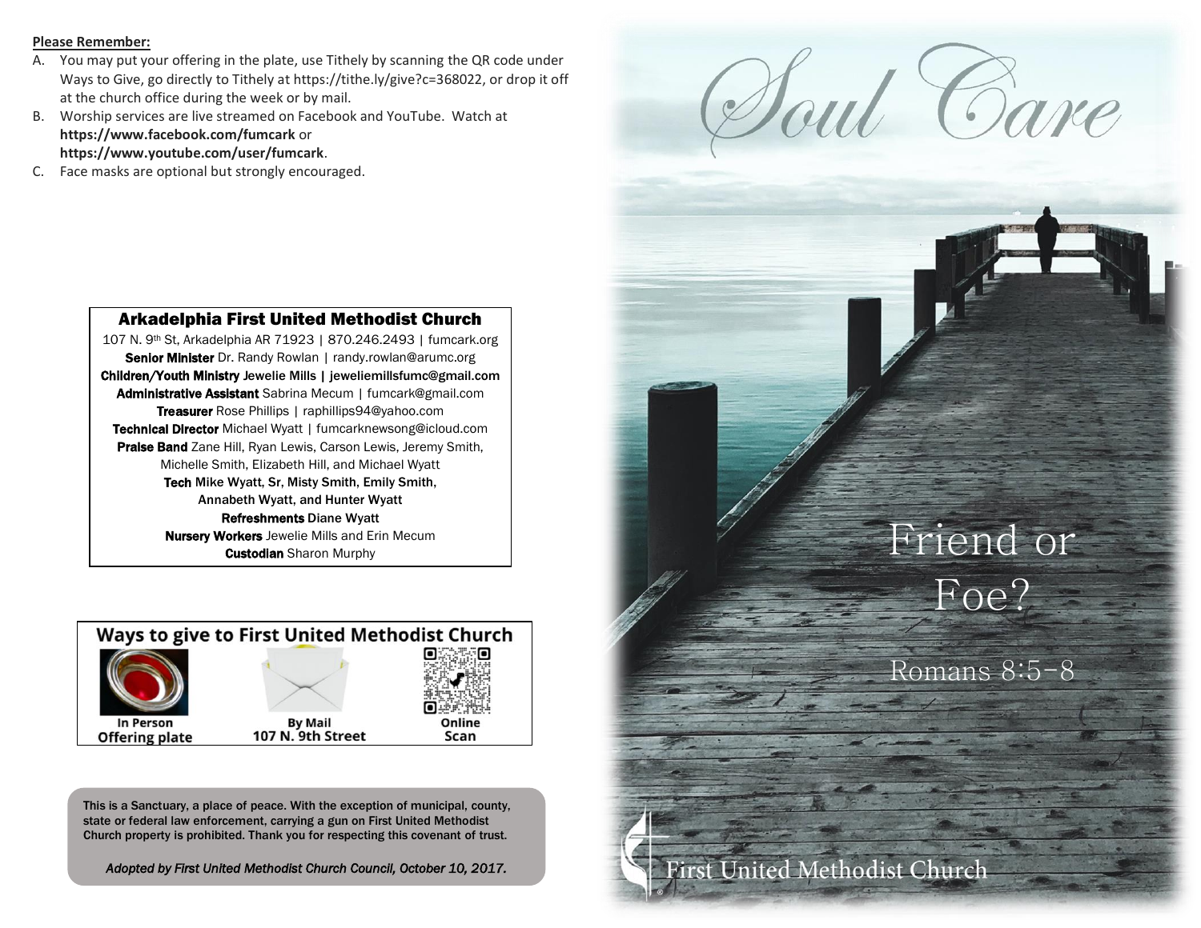**Please Remember:**

A. You may put your offering in the plate, use Tithely by scanning the QR code under Ways to Give, go directly to Tithely at https://tithe.ly/give?c=368022, or drop it off at the church office during the week or by mail.
B. Worship services are live streamed on Facebook and YouTube. Watch at **https://www.facebook.com/fumcark** or **https://www.youtube.com/user/fumcark**.
C. Face masks are optional but strongly encouraged.

## Arkadelphia First United Methodist Church

107 N. 9th St, Arkadelphia AR 71923 | 870.246.2493 | fumcark.org
**Senior Minister** Dr. Randy Rowlan | randy.rowlan@arumc.org
**Children/Youth Ministry** Jewelie Mills | jeweliemillsfumc@gmail.com
**Administrative Assistant** Sabrina Mecum | fumcark@gmail.com
**Treasurer** Rose Phillips | raphillips94@yahoo.com
**Technical Director** Michael Wyatt | fumcarknewsong@icloud.com
**Praise Band** Zane Hill, Ryan Lewis, Carson Lewis, Jeremy Smith, Michelle Smith, Elizabeth Hill, and Michael Wyatt
**Tech** Mike Wyatt, Sr, Misty Smith, Emily Smith, Annabeth Wyatt, and Hunter Wyatt
**Refreshments** Diane Wyatt
**Nursery Workers** Jewelie Mills and Erin Mecum
**Custodian** Sharon Murphy

## Ways to give to First United Methodist Church

| In Person Offering plate | By Mail 107 N. 9th Street | Online Scan |
|---|---|---|

This is a Sanctuary, a place of peace. With the exception of municipal, county, state or federal law enforcement, carrying a gun on First United Methodist Church property is prohibited. Thank you for respecting this covenant of trust.

*Adopted by First United Methodist Church Council, October 10, 2017.*

# Soul Care

## Friend or Foe?

Romans 8:5-8

First United Methodist Church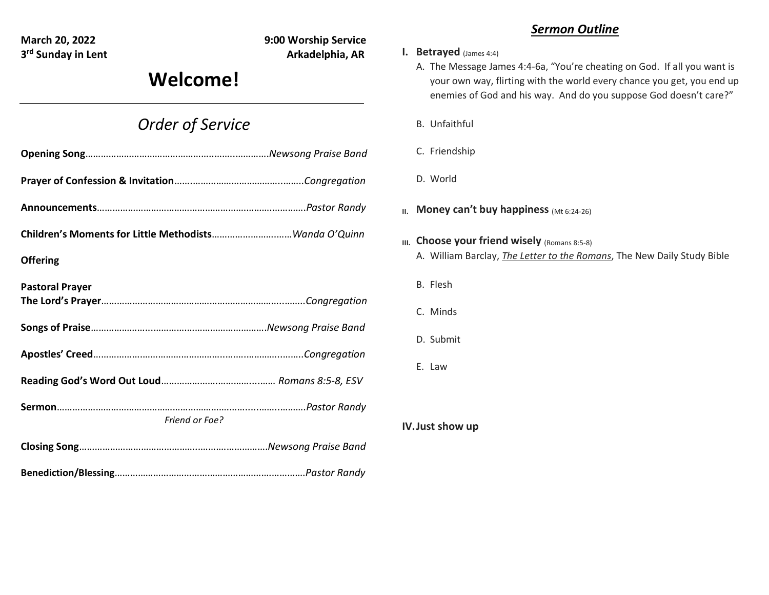**March 20, 2022** **9:00 Worship Service**
**3rd Sunday in Lent** **Arkadelphia, AR**

# Welcome!

---

## *Order of Service*

**Opening Song**……………………………………………..……..………….*Newsong Praise Band*

**Prayer of Confession & Invitation**…….……………………………..……..*Congregation*

**Announcements**……………………………………………………….…….……*Pastor Randy*

**Children's Moments for Little Methodists**……………………..……*Wanda O'Quinn*

**Offering**

**Pastoral Prayer**
**The Lord's Prayer**…………………………………………………………..……..*Congregation*

**Songs of Praise**…………………..……………………………………….*Newsong Praise Band*

**Apostles' Creed**…………………………………………..……..…………..……..*Congregation*

**Reading God's Word Out Loud**……………………………..…… *Romans 8:5-8, ESV*

**Sermon**…………………………………………………………..……..……..……..*Pastor Randy*
*Friend or Foe?*

**Closing Song**……………………………………..……………………….*Newsong Praise Band*

**Benediction/Blessing**………………………………………………………………*Pastor Randy*

## ***Sermon Outline***

**I. Betrayed** (James 4:4)

A. The Message James 4:4-6a, "You're cheating on God. If all you want is your own way, flirting with the world every chance you get, you end up enemies of God and his way. And do you suppose God doesn't care?"

B. Unfaithful

C. Friendship

D. World

**II. Money can't buy happiness** (Mt 6:24-26)

**III. Choose your friend wisely** (Romans 8:5-8)

A. William Barclay, ***The Letter to the Romans***, The New Daily Study Bible

B. Flesh

C. Minds

D. Submit

E. Law

**IV. Just show up**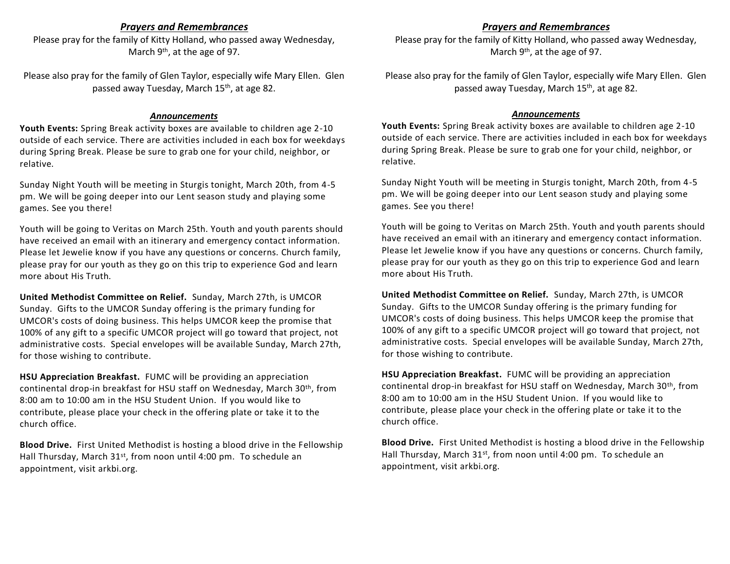## *Prayers and Remembrances*

Please pray for the family of Kitty Holland, who passed away Wednesday, March 9th, at the age of 97.

Please also pray for the family of Glen Taylor, especially wife Mary Ellen. Glen passed away Tuesday, March 15th, at age 82.

## *Announcements*

**Youth Events:** Spring Break activity boxes are available to children age 2-10 outside of each service. There are activities included in each box for weekdays during Spring Break. Please be sure to grab one for your child, neighbor, or relative.

Sunday Night Youth will be meeting in Sturgis tonight, March 20th, from 4-5 pm. We will be going deeper into our Lent season study and playing some games. See you there!

Youth will be going to Veritas on March 25th. Youth and youth parents should have received an email with an itinerary and emergency contact information. Please let Jewelie know if you have any questions or concerns. Church family, please pray for our youth as they go on this trip to experience God and learn more about His Truth.

**United Methodist Committee on Relief.** Sunday, March 27th, is UMCOR Sunday. Gifts to the UMCOR Sunday offering is the primary funding for UMCOR's costs of doing business. This helps UMCOR keep the promise that 100% of any gift to a specific UMCOR project will go toward that project, not administrative costs. Special envelopes will be available Sunday, March 27th, for those wishing to contribute.

**HSU Appreciation Breakfast.** FUMC will be providing an appreciation continental drop-in breakfast for HSU staff on Wednesday, March 30th, from 8:00 am to 10:00 am in the HSU Student Union. If you would like to contribute, please place your check in the offering plate or take it to the church office.

**Blood Drive.** First United Methodist is hosting a blood drive in the Fellowship Hall Thursday, March 31st, from noon until 4:00 pm. To schedule an appointment, visit arkbi.org.

## *Prayers and Remembrances*

Please pray for the family of Kitty Holland, who passed away Wednesday, March 9th, at the age of 97.

Please also pray for the family of Glen Taylor, especially wife Mary Ellen. Glen passed away Tuesday, March 15th, at age 82.

## *Announcements*

**Youth Events:** Spring Break activity boxes are available to children age 2-10 outside of each service. There are activities included in each box for weekdays during Spring Break. Please be sure to grab one for your child, neighbor, or relative.

Sunday Night Youth will be meeting in Sturgis tonight, March 20th, from 4-5 pm. We will be going deeper into our Lent season study and playing some games. See you there!

Youth will be going to Veritas on March 25th. Youth and youth parents should have received an email with an itinerary and emergency contact information. Please let Jewelie know if you have any questions or concerns. Church family, please pray for our youth as they go on this trip to experience God and learn more about His Truth.

**United Methodist Committee on Relief.** Sunday, March 27th, is UMCOR Sunday. Gifts to the UMCOR Sunday offering is the primary funding for UMCOR's costs of doing business. This helps UMCOR keep the promise that 100% of any gift to a specific UMCOR project will go toward that project, not administrative costs. Special envelopes will be available Sunday, March 27th, for those wishing to contribute.

**HSU Appreciation Breakfast.** FUMC will be providing an appreciation continental drop-in breakfast for HSU staff on Wednesday, March 30th, from 8:00 am to 10:00 am in the HSU Student Union. If you would like to contribute, please place your check in the offering plate or take it to the church office.

**Blood Drive.** First United Methodist is hosting a blood drive in the Fellowship Hall Thursday, March 31st, from noon until 4:00 pm. To schedule an appointment, visit arkbi.org.